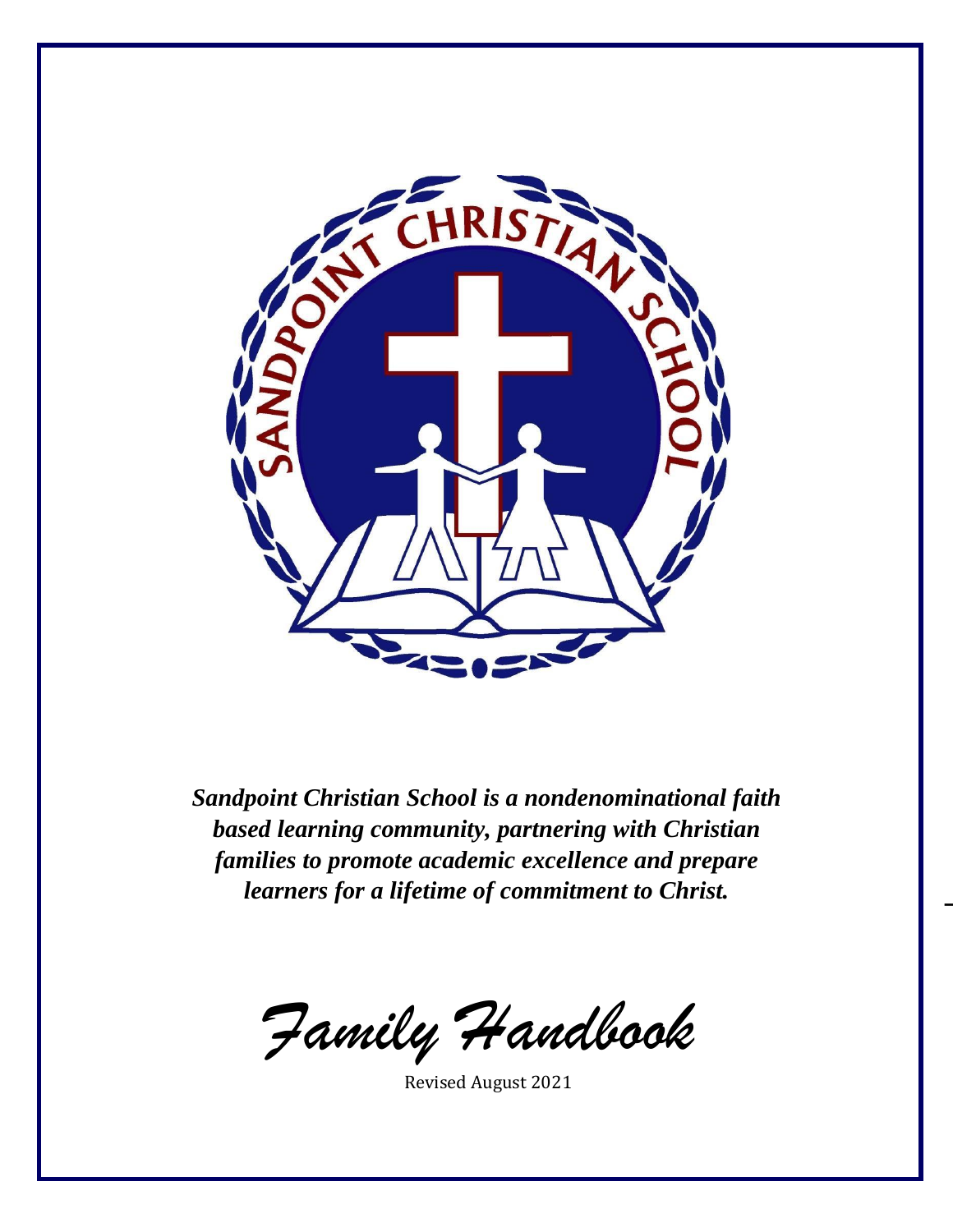***Sandpoint Christian School is a nondenominational faith based learning community, partnering with Christian families to promote academic excellence and prepare learners for a lifetime of commitment to Christ.***

# *Family Handbook*

Revised August 2021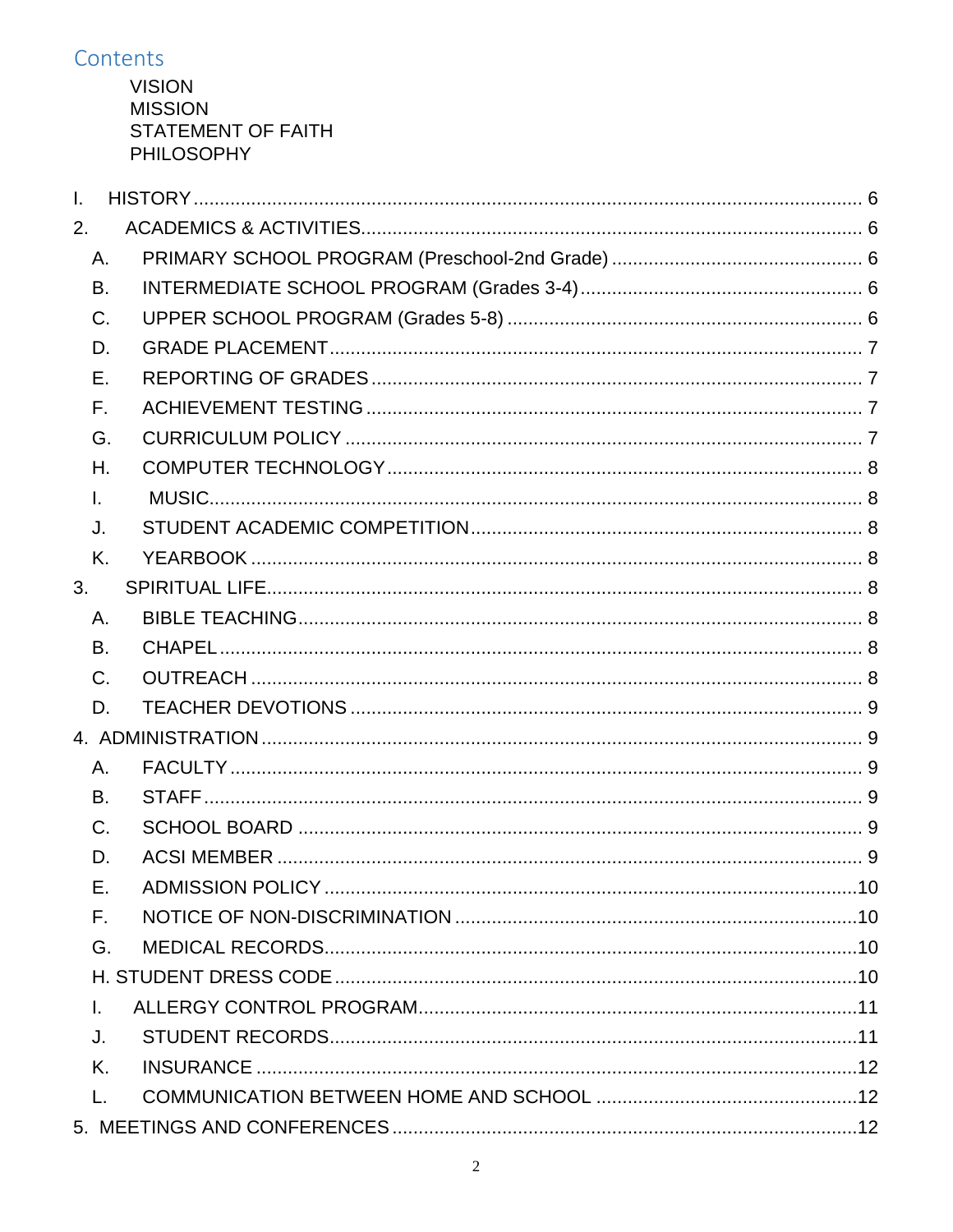## Contents

VISION
MISSION
STATEMENT OF FAITH
PHILOSOPHY

I. HISTORY ........................................................................ 6

2. ACADEMICS & ACTIVITIES ........................................................................ 6

- A. PRIMARY SCHOOL PROGRAM (Preschool-2nd Grade) ........................................................................ 6
- B. INTERMEDIATE SCHOOL PROGRAM (Grades 3-4) ........................................................................ 6
- C. UPPER SCHOOL PROGRAM (Grades 5-8) ........................................................................ 6
- D. GRADE PLACEMENT ........................................................................ 7
- E. REPORTING OF GRADES ........................................................................ 7
- F. ACHIEVEMENT TESTING ........................................................................ 7
- G. CURRICULUM POLICY ........................................................................ 7
- H. COMPUTER TECHNOLOGY ........................................................................ 8
- I. MUSIC ........................................................................ 8
- J. STUDENT ACADEMIC COMPETITION ........................................................................ 8
- K. YEARBOOK ........................................................................ 8

3. SPIRITUAL LIFE ........................................................................ 8

- A. BIBLE TEACHING ........................................................................ 8
- B. CHAPEL ........................................................................ 8
- C. OUTREACH ........................................................................ 8
- D. TEACHER DEVOTIONS ........................................................................ 9

4. ADMINISTRATION ........................................................................ 9

- A. FACULTY ........................................................................ 9
- B. STAFF ........................................................................ 9
- C. SCHOOL BOARD ........................................................................ 9
- D. ACSI MEMBER ........................................................................ 9
- E. ADMISSION POLICY ........................................................................ 10
- F. NOTICE OF NON-DISCRIMINATION ........................................................................ 10
- G. MEDICAL RECORDS ........................................................................ 10
- H. STUDENT DRESS CODE ........................................................................ 10
- I. ALLERGY CONTROL PROGRAM ........................................................................ 11
- J. STUDENT RECORDS ........................................................................ 11
- K. INSURANCE ........................................................................ 12
- L. COMMUNICATION BETWEEN HOME AND SCHOOL ........................................................................ 12

5. MEETINGS AND CONFERENCES ........................................................................ 12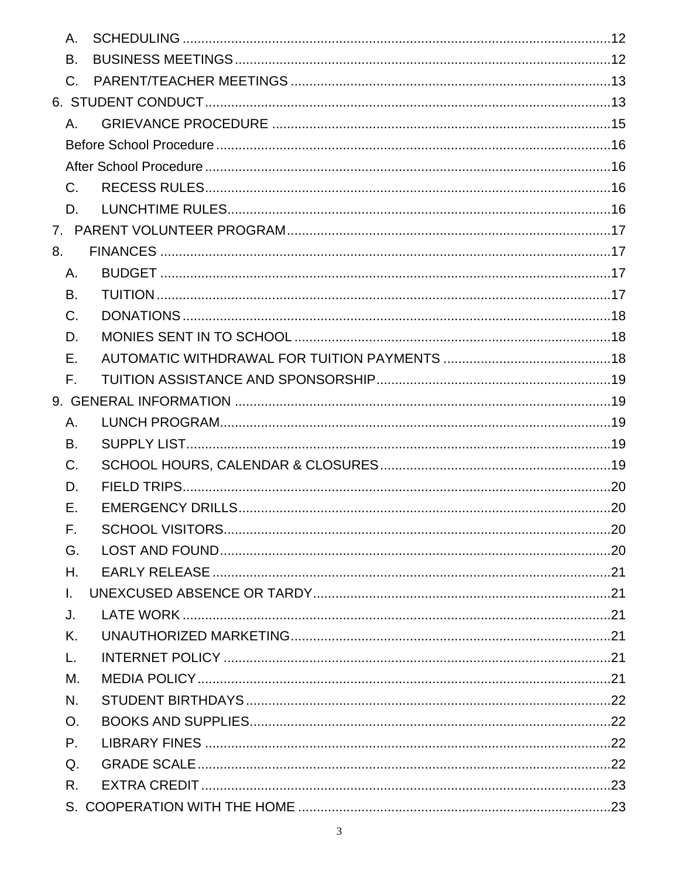A. SCHEDULING .......................................................................................................12
B. BUSINESS MEETINGS .........................................................................................12
C. PARENT/TEACHER MEETINGS ..........................................................................13

6. STUDENT CONDUCT ...............................................................................................13
A. GRIEVANCE PROCEDURE ..................................................................................15
Before School Procedure ...............................................................................................16
After School Procedure ..................................................................................................16
C. RECESS RULES ....................................................................................................16
D. LUNCHTIME RULES..............................................................................................16

7. PARENT VOLUNTEER PROGRAM ..........................................................................17

8. FINANCES ................................................................................................................17
A. BUDGET ................................................................................................................17
B. TUITION .................................................................................................................17
C. DONATIONS ...........................................................................................................18
D. MONIES SENT IN TO SCHOOL ............................................................................18
E. AUTOMATIC WITHDRAWAL FOR TUITION PAYMENTS .....................................18
F. TUITION ASSISTANCE AND SPONSORSHIP .......................................................19

9. GENERAL INFORMATION ........................................................................................19
A. LUNCH PROGRAM................................................................................................19
B. SUPPLY LIST..........................................................................................................19
C. SCHOOL HOURS, CALENDAR & CLOSURES .....................................................19
D. FIELD TRIPS...........................................................................................................20
E. EMERGENCY DRILLS............................................................................................20
F. SCHOOL VISITORS................................................................................................20
G. LOST AND FOUND.................................................................................................20
H. EARLY RELEASE ...................................................................................................21
I. UNEXCUSED ABSENCE OR TARDY......................................................................21
J. LATE WORK ...........................................................................................................21
K. UNAUTHORIZED MARKETING..............................................................................21
L. INTERNET POLICY ................................................................................................21
M. MEDIA POLICY .......................................................................................................21
N. STUDENT BIRTHDAYS ..........................................................................................22
O. BOOKS AND SUPPLIES.........................................................................................22
P. LIBRARY FINES .....................................................................................................22
Q. GRADE SCALE .......................................................................................................22
R. EXTRA CREDIT ......................................................................................................23
S. COOPERATION WITH THE HOME .........................................................................23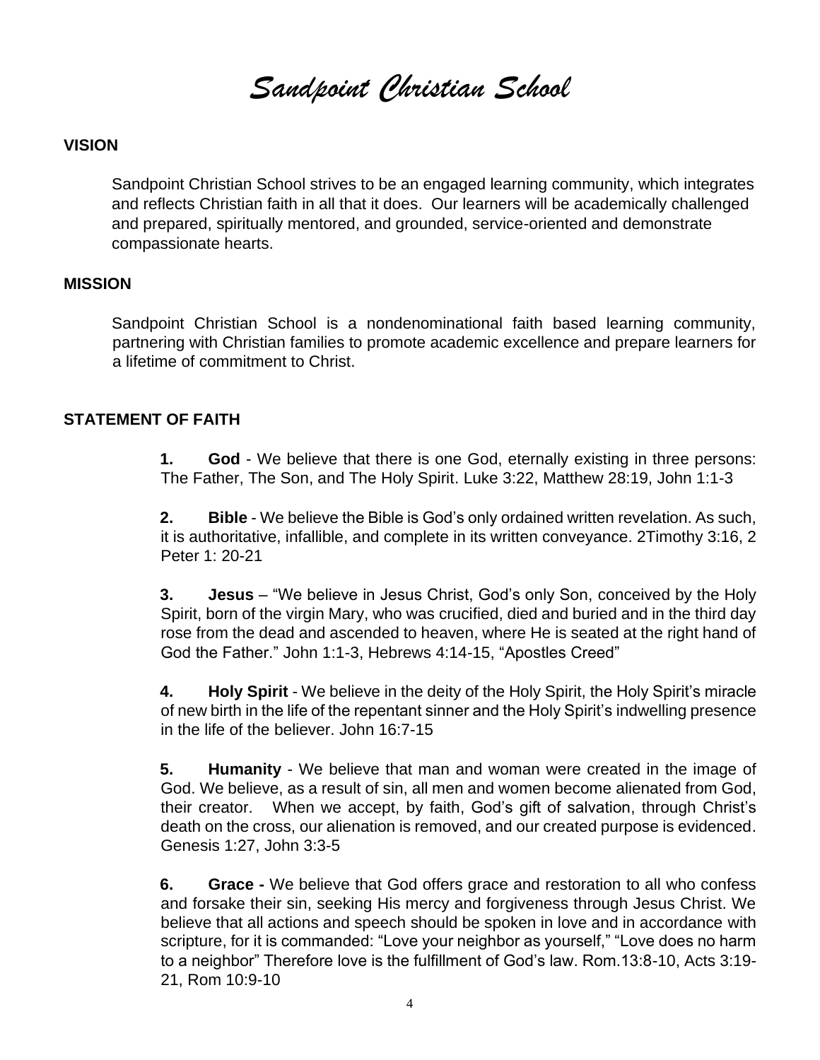# *Sandpoint Christian School*

## VISION

Sandpoint Christian School strives to be an engaged learning community, which integrates and reflects Christian faith in all that it does. Our learners will be academically challenged and prepared, spiritually mentored, and grounded, service-oriented and demonstrate compassionate hearts.

## MISSION

Sandpoint Christian School is a nondenominational faith based learning community, partnering with Christian families to promote academic excellence and prepare learners for a lifetime of commitment to Christ.

## STATEMENT OF FAITH

1. **God** - We believe that there is one God, eternally existing in three persons: The Father, The Son, and The Holy Spirit. Luke 3:22, Matthew 28:19, John 1:1-3

2. **Bible** - We believe the Bible is God's only ordained written revelation. As such, it is authoritative, infallible, and complete in its written conveyance. 2Timothy 3:16, 2 Peter 1: 20-21

3. **Jesus** – "We believe in Jesus Christ, God's only Son, conceived by the Holy Spirit, born of the virgin Mary, who was crucified, died and buried and in the third day rose from the dead and ascended to heaven, where He is seated at the right hand of God the Father." John 1:1-3, Hebrews 4:14-15, "Apostles Creed"

4. **Holy Spirit** - We believe in the deity of the Holy Spirit, the Holy Spirit's miracle of new birth in the life of the repentant sinner and the Holy Spirit's indwelling presence in the life of the believer. John 16:7-15

5. **Humanity** - We believe that man and woman were created in the image of God. We believe, as a result of sin, all men and women become alienated from God, their creator. When we accept, by faith, God's gift of salvation, through Christ's death on the cross, our alienation is removed, and our created purpose is evidenced. Genesis 1:27, John 3:3-5

6. **Grace -** We believe that God offers grace and restoration to all who confess and forsake their sin, seeking His mercy and forgiveness through Jesus Christ. We believe that all actions and speech should be spoken in love and in accordance with scripture, for it is commanded: "Love your neighbor as yourself," "Love does no harm to a neighbor" Therefore love is the fulfillment of God's law. Rom.13:8-10, Acts 3:19-21, Rom 10:9-10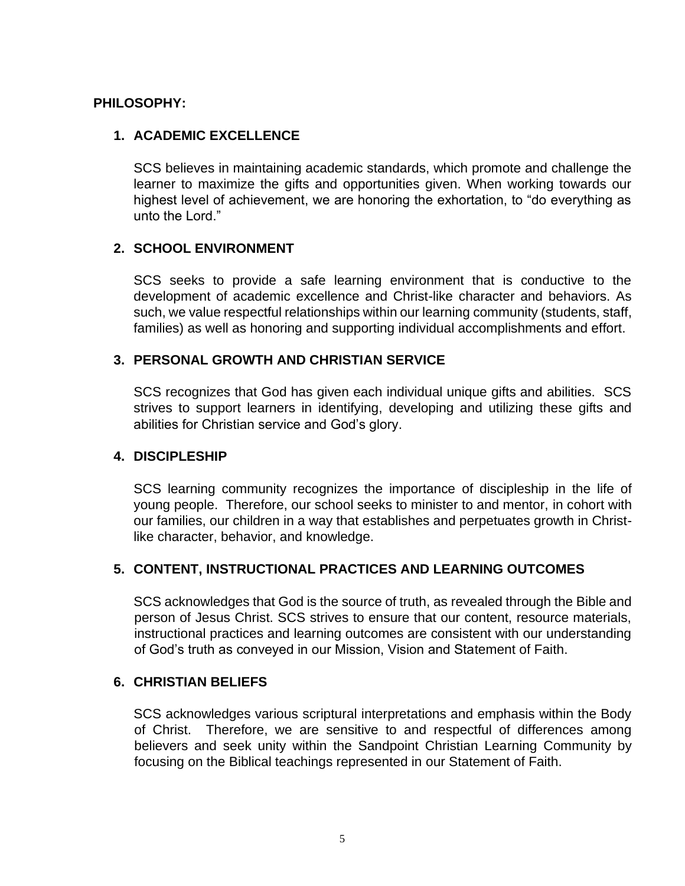**PHILOSOPHY:**

### 1. ACADEMIC EXCELLENCE

SCS believes in maintaining academic standards, which promote and challenge the learner to maximize the gifts and opportunities given. When working towards our highest level of achievement, we are honoring the exhortation, to "do everything as unto the Lord."

### 2. SCHOOL ENVIRONMENT

SCS seeks to provide a safe learning environment that is conductive to the development of academic excellence and Christ-like character and behaviors. As such, we value respectful relationships within our learning community (students, staff, families) as well as honoring and supporting individual accomplishments and effort.

### 3. PERSONAL GROWTH AND CHRISTIAN SERVICE

SCS recognizes that God has given each individual unique gifts and abilities. SCS strives to support learners in identifying, developing and utilizing these gifts and abilities for Christian service and God's glory.

### 4. DISCIPLESHIP

SCS learning community recognizes the importance of discipleship in the life of young people. Therefore, our school seeks to minister to and mentor, in cohort with our families, our children in a way that establishes and perpetuates growth in Christ-like character, behavior, and knowledge.

### 5. CONTENT, INSTRUCTIONAL PRACTICES AND LEARNING OUTCOMES

SCS acknowledges that God is the source of truth, as revealed through the Bible and person of Jesus Christ. SCS strives to ensure that our content, resource materials, instructional practices and learning outcomes are consistent with our understanding of God's truth as conveyed in our Mission, Vision and Statement of Faith.

### 6. CHRISTIAN BELIEFS

SCS acknowledges various scriptural interpretations and emphasis within the Body of Christ. Therefore, we are sensitive to and respectful of differences among believers and seek unity within the Sandpoint Christian Learning Community by focusing on the Biblical teachings represented in our Statement of Faith.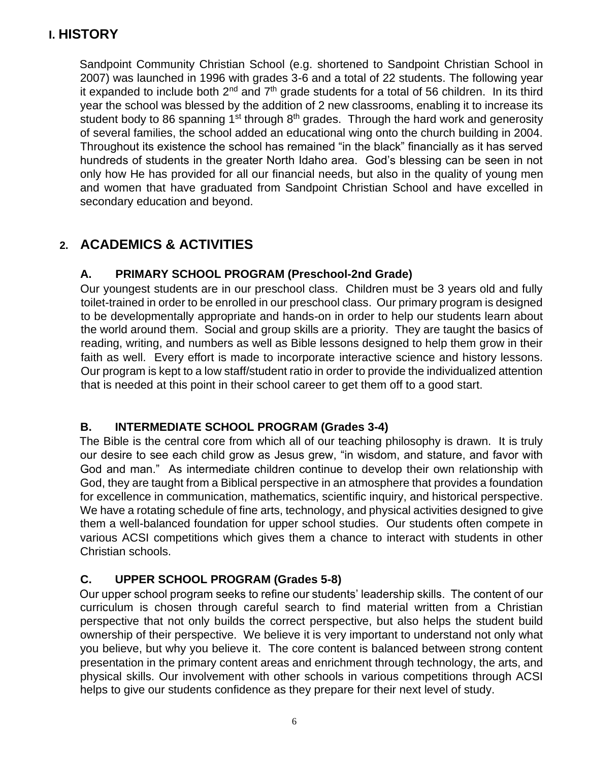# I. HISTORY

Sandpoint Community Christian School (e.g. shortened to Sandpoint Christian School in 2007) was launched in 1996 with grades 3-6 and a total of 22 students. The following year it expanded to include both 2nd and 7th grade students for a total of 56 children. In its third year the school was blessed by the addition of 2 new classrooms, enabling it to increase its student body to 86 spanning 1st through 8th grades. Through the hard work and generosity of several families, the school added an educational wing onto the church building in 2004. Throughout its existence the school has remained "in the black" financially as it has served hundreds of students in the greater North Idaho area. God's blessing can be seen in not only how He has provided for all our financial needs, but also in the quality of young men and women that have graduated from Sandpoint Christian School and have excelled in secondary education and beyond.

# 2. ACADEMICS & ACTIVITIES

## A. PRIMARY SCHOOL PROGRAM (Preschool-2nd Grade)

Our youngest students are in our preschool class. Children must be 3 years old and fully toilet-trained in order to be enrolled in our preschool class. Our primary program is designed to be developmentally appropriate and hands-on in order to help our students learn about the world around them. Social and group skills are a priority. They are taught the basics of reading, writing, and numbers as well as Bible lessons designed to help them grow in their faith as well. Every effort is made to incorporate interactive science and history lessons. Our program is kept to a low staff/student ratio in order to provide the individualized attention that is needed at this point in their school career to get them off to a good start.

## B. INTERMEDIATE SCHOOL PROGRAM (Grades 3-4)

The Bible is the central core from which all of our teaching philosophy is drawn. It is truly our desire to see each child grow as Jesus grew, "in wisdom, and stature, and favor with God and man." As intermediate children continue to develop their own relationship with God, they are taught from a Biblical perspective in an atmosphere that provides a foundation for excellence in communication, mathematics, scientific inquiry, and historical perspective. We have a rotating schedule of fine arts, technology, and physical activities designed to give them a well-balanced foundation for upper school studies. Our students often compete in various ACSI competitions which gives them a chance to interact with students in other Christian schools.

## C. UPPER SCHOOL PROGRAM (Grades 5-8)

Our upper school program seeks to refine our students' leadership skills. The content of our curriculum is chosen through careful search to find material written from a Christian perspective that not only builds the correct perspective, but also helps the student build ownership of their perspective. We believe it is very important to understand not only what you believe, but why you believe it. The core content is balanced between strong content presentation in the primary content areas and enrichment through technology, the arts, and physical skills. Our involvement with other schools in various competitions through ACSI helps to give our students confidence as they prepare for their next level of study.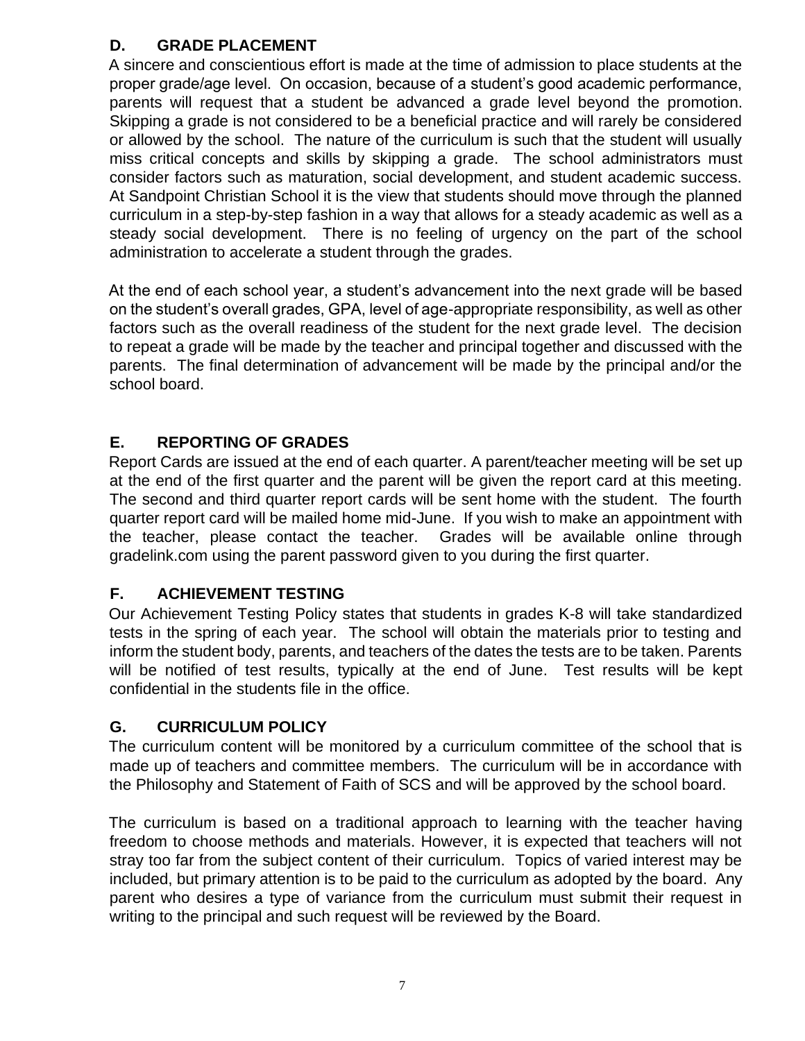## D. GRADE PLACEMENT

A sincere and conscientious effort is made at the time of admission to place students at the proper grade/age level. On occasion, because of a student's good academic performance, parents will request that a student be advanced a grade level beyond the promotion. Skipping a grade is not considered to be a beneficial practice and will rarely be considered or allowed by the school. The nature of the curriculum is such that the student will usually miss critical concepts and skills by skipping a grade. The school administrators must consider factors such as maturation, social development, and student academic success. At Sandpoint Christian School it is the view that students should move through the planned curriculum in a step-by-step fashion in a way that allows for a steady academic as well as a steady social development. There is no feeling of urgency on the part of the school administration to accelerate a student through the grades.

At the end of each school year, a student's advancement into the next grade will be based on the student's overall grades, GPA, level of age-appropriate responsibility, as well as other factors such as the overall readiness of the student for the next grade level. The decision to repeat a grade will be made by the teacher and principal together and discussed with the parents. The final determination of advancement will be made by the principal and/or the school board.

## E. REPORTING OF GRADES

Report Cards are issued at the end of each quarter. A parent/teacher meeting will be set up at the end of the first quarter and the parent will be given the report card at this meeting. The second and third quarter report cards will be sent home with the student. The fourth quarter report card will be mailed home mid-June. If you wish to make an appointment with the teacher, please contact the teacher. Grades will be available online through gradelink.com using the parent password given to you during the first quarter.

## F. ACHIEVEMENT TESTING

Our Achievement Testing Policy states that students in grades K-8 will take standardized tests in the spring of each year. The school will obtain the materials prior to testing and inform the student body, parents, and teachers of the dates the tests are to be taken. Parents will be notified of test results, typically at the end of June. Test results will be kept confidential in the students file in the office.

## G. CURRICULUM POLICY

The curriculum content will be monitored by a curriculum committee of the school that is made up of teachers and committee members. The curriculum will be in accordance with the Philosophy and Statement of Faith of SCS and will be approved by the school board.

The curriculum is based on a traditional approach to learning with the teacher having freedom to choose methods and materials. However, it is expected that teachers will not stray too far from the subject content of their curriculum. Topics of varied interest may be included, but primary attention is to be paid to the curriculum as adopted by the board. Any parent who desires a type of variance from the curriculum must submit their request in writing to the principal and such request will be reviewed by the Board.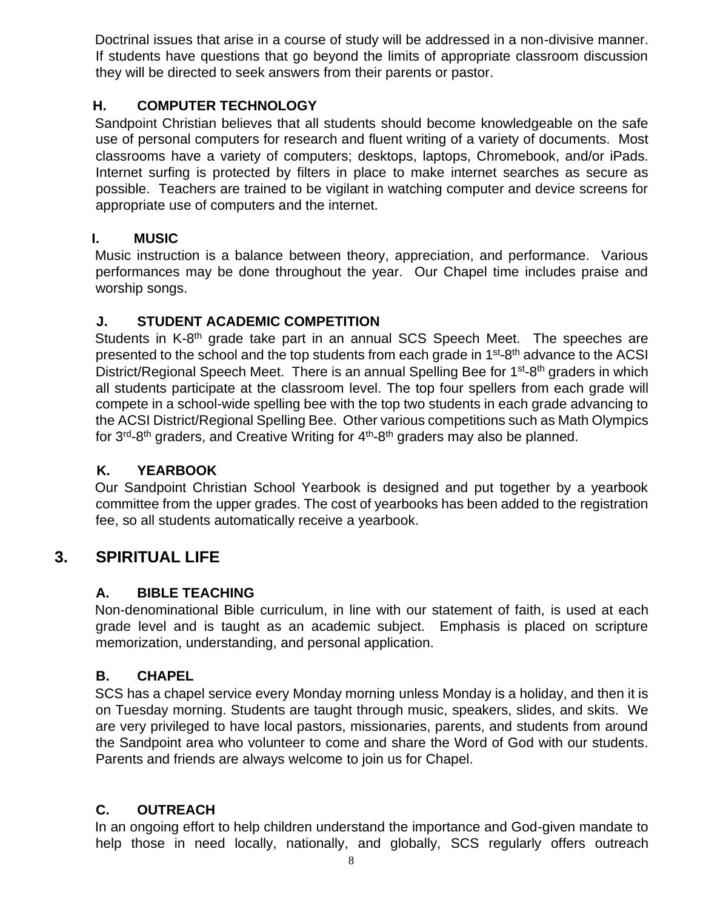Doctrinal issues that arise in a course of study will be addressed in a non-divisive manner. If students have questions that go beyond the limits of appropriate classroom discussion they will be directed to seek answers from their parents or pastor.

### H. COMPUTER TECHNOLOGY

Sandpoint Christian believes that all students should become knowledgeable on the safe use of personal computers for research and fluent writing of a variety of documents. Most classrooms have a variety of computers; desktops, laptops, Chromebook, and/or iPads. Internet surfing is protected by filters in place to make internet searches as secure as possible. Teachers are trained to be vigilant in watching computer and device screens for appropriate use of computers and the internet.

### I. MUSIC

Music instruction is a balance between theory, appreciation, and performance. Various performances may be done throughout the year. Our Chapel time includes praise and worship songs.

### J. STUDENT ACADEMIC COMPETITION

Students in K-8th grade take part in an annual SCS Speech Meet. The speeches are presented to the school and the top students from each grade in 1st-8th advance to the ACSI District/Regional Speech Meet. There is an annual Spelling Bee for 1st-8th graders in which all students participate at the classroom level. The top four spellers from each grade will compete in a school-wide spelling bee with the top two students in each grade advancing to the ACSI District/Regional Spelling Bee. Other various competitions such as Math Olympics for 3rd-8th graders, and Creative Writing for 4th-8th graders may also be planned.

### K. YEARBOOK

Our Sandpoint Christian School Yearbook is designed and put together by a yearbook committee from the upper grades. The cost of yearbooks has been added to the registration fee, so all students automatically receive a yearbook.

## 3. SPIRITUAL LIFE

### A. BIBLE TEACHING

Non-denominational Bible curriculum, in line with our statement of faith, is used at each grade level and is taught as an academic subject. Emphasis is placed on scripture memorization, understanding, and personal application.

### B. CHAPEL

SCS has a chapel service every Monday morning unless Monday is a holiday, and then it is on Tuesday morning. Students are taught through music, speakers, slides, and skits. We are very privileged to have local pastors, missionaries, parents, and students from around the Sandpoint area who volunteer to come and share the Word of God with our students. Parents and friends are always welcome to join us for Chapel.

### C. OUTREACH

In an ongoing effort to help children understand the importance and God-given mandate to help those in need locally, nationally, and globally, SCS regularly offers outreach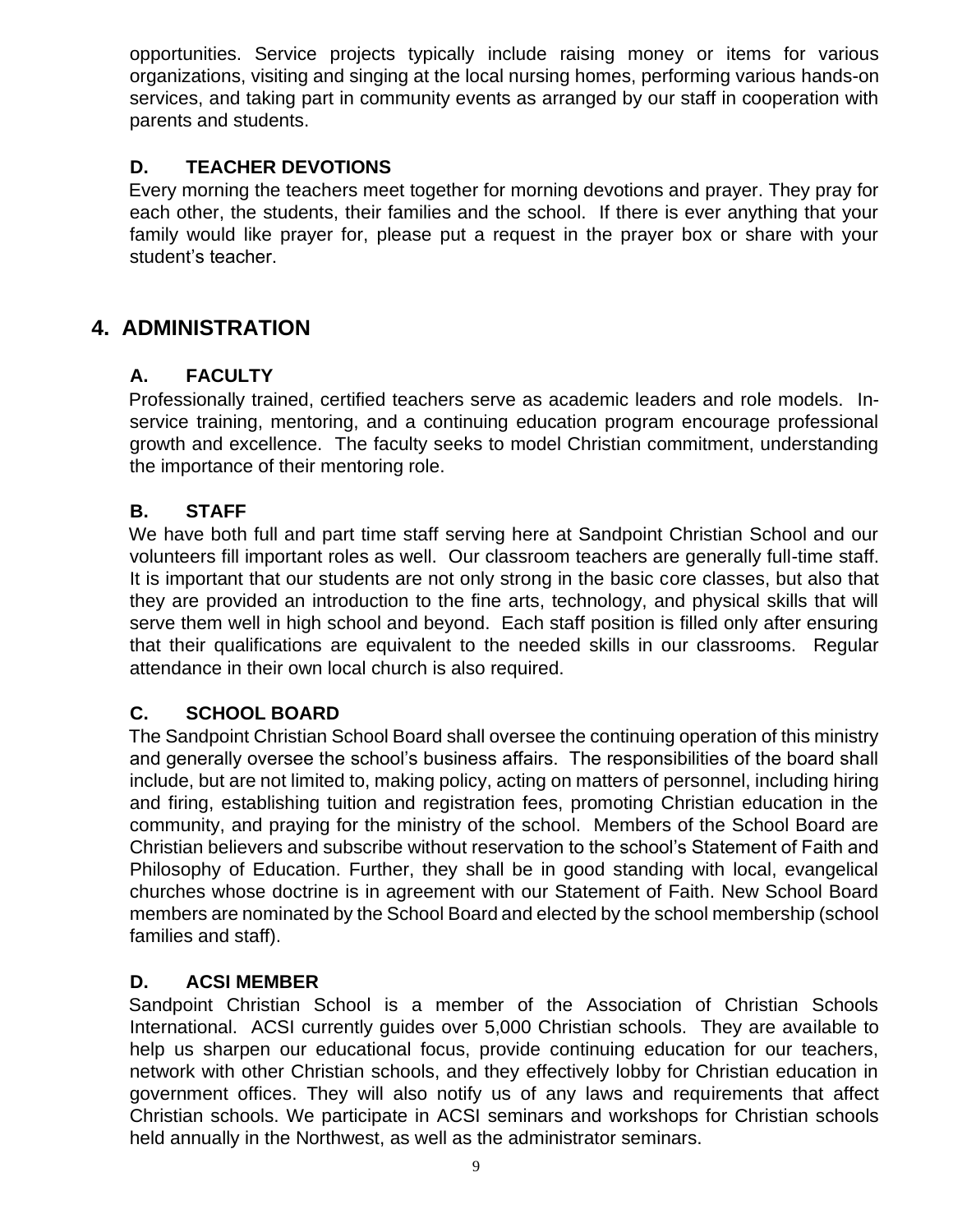opportunities. Service projects typically include raising money or items for various organizations, visiting and singing at the local nursing homes, performing various hands-on services, and taking part in community events as arranged by our staff in cooperation with parents and students.

### D. TEACHER DEVOTIONS

Every morning the teachers meet together for morning devotions and prayer. They pray for each other, the students, their families and the school. If there is ever anything that your family would like prayer for, please put a request in the prayer box or share with your student's teacher.

## 4. ADMINISTRATION

### A. FACULTY

Professionally trained, certified teachers serve as academic leaders and role models. In-service training, mentoring, and a continuing education program encourage professional growth and excellence. The faculty seeks to model Christian commitment, understanding the importance of their mentoring role.

### B. STAFF

We have both full and part time staff serving here at Sandpoint Christian School and our volunteers fill important roles as well. Our classroom teachers are generally full-time staff. It is important that our students are not only strong in the basic core classes, but also that they are provided an introduction to the fine arts, technology, and physical skills that will serve them well in high school and beyond. Each staff position is filled only after ensuring that their qualifications are equivalent to the needed skills in our classrooms. Regular attendance in their own local church is also required.

### C. SCHOOL BOARD

The Sandpoint Christian School Board shall oversee the continuing operation of this ministry and generally oversee the school's business affairs. The responsibilities of the board shall include, but are not limited to, making policy, acting on matters of personnel, including hiring and firing, establishing tuition and registration fees, promoting Christian education in the community, and praying for the ministry of the school. Members of the School Board are Christian believers and subscribe without reservation to the school's Statement of Faith and Philosophy of Education. Further, they shall be in good standing with local, evangelical churches whose doctrine is in agreement with our Statement of Faith. New School Board members are nominated by the School Board and elected by the school membership (school families and staff).

### D. ACSI MEMBER

Sandpoint Christian School is a member of the Association of Christian Schools International. ACSI currently guides over 5,000 Christian schools. They are available to help us sharpen our educational focus, provide continuing education for our teachers, network with other Christian schools, and they effectively lobby for Christian education in government offices. They will also notify us of any laws and requirements that affect Christian schools. We participate in ACSI seminars and workshops for Christian schools held annually in the Northwest, as well as the administrator seminars.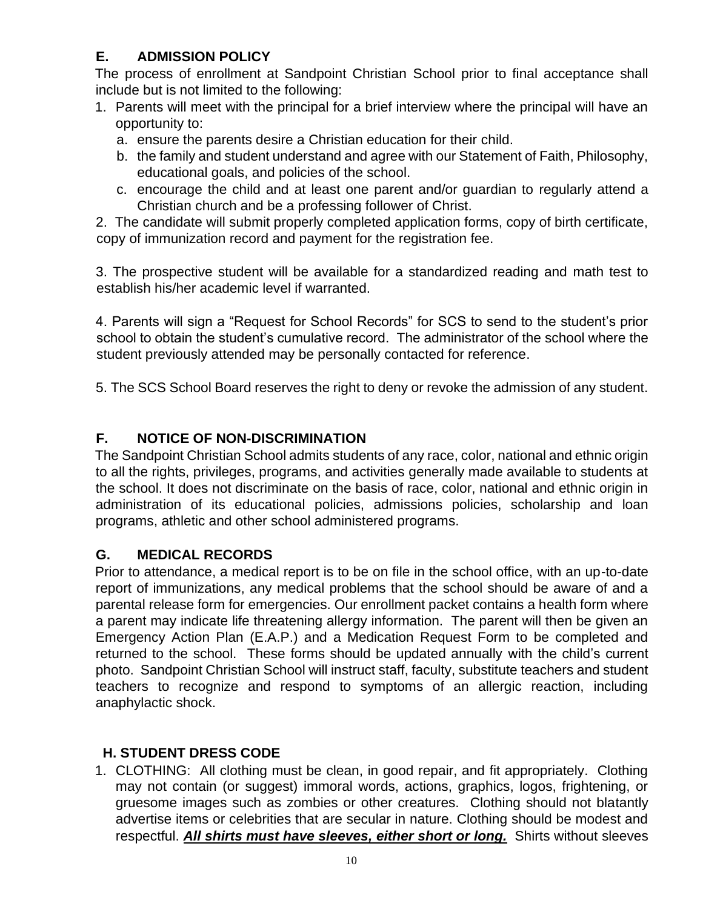## E. ADMISSION POLICY

The process of enrollment at Sandpoint Christian School prior to final acceptance shall include but is not limited to the following:

1. Parents will meet with the principal for a brief interview where the principal will have an opportunity to:
   a. ensure the parents desire a Christian education for their child.
   b. the family and student understand and agree with our Statement of Faith, Philosophy, educational goals, and policies of the school.
   c. encourage the child and at least one parent and/or guardian to regularly attend a Christian church and be a professing follower of Christ.
2. The candidate will submit properly completed application forms, copy of birth certificate, copy of immunization record and payment for the registration fee.

3. The prospective student will be available for a standardized reading and math test to establish his/her academic level if warranted.

4. Parents will sign a "Request for School Records" for SCS to send to the student's prior school to obtain the student's cumulative record. The administrator of the school where the student previously attended may be personally contacted for reference.

5. The SCS School Board reserves the right to deny or revoke the admission of any student.

## F. NOTICE OF NON-DISCRIMINATION

The Sandpoint Christian School admits students of any race, color, national and ethnic origin to all the rights, privileges, programs, and activities generally made available to students at the school. It does not discriminate on the basis of race, color, national and ethnic origin in administration of its educational policies, admissions policies, scholarship and loan programs, athletic and other school administered programs.

## G. MEDICAL RECORDS

Prior to attendance, a medical report is to be on file in the school office, with an up-to-date report of immunizations, any medical problems that the school should be aware of and a parental release form for emergencies. Our enrollment packet contains a health form where a parent may indicate life threatening allergy information. The parent will then be given an Emergency Action Plan (E.A.P.) and a Medication Request Form to be completed and returned to the school. These forms should be updated annually with the child's current photo. Sandpoint Christian School will instruct staff, faculty, substitute teachers and student teachers to recognize and respond to symptoms of an allergic reaction, including anaphylactic shock.

## H. STUDENT DRESS CODE

1. CLOTHING: All clothing must be clean, in good repair, and fit appropriately. Clothing may not contain (or suggest) immoral words, actions, graphics, logos, frightening, or gruesome images such as zombies or other creatures. Clothing should not blatantly advertise items or celebrities that are secular in nature. Clothing should be modest and respectful. ***<u>All shirts must have sleeves, either short or long.</u>*** Shirts without sleeves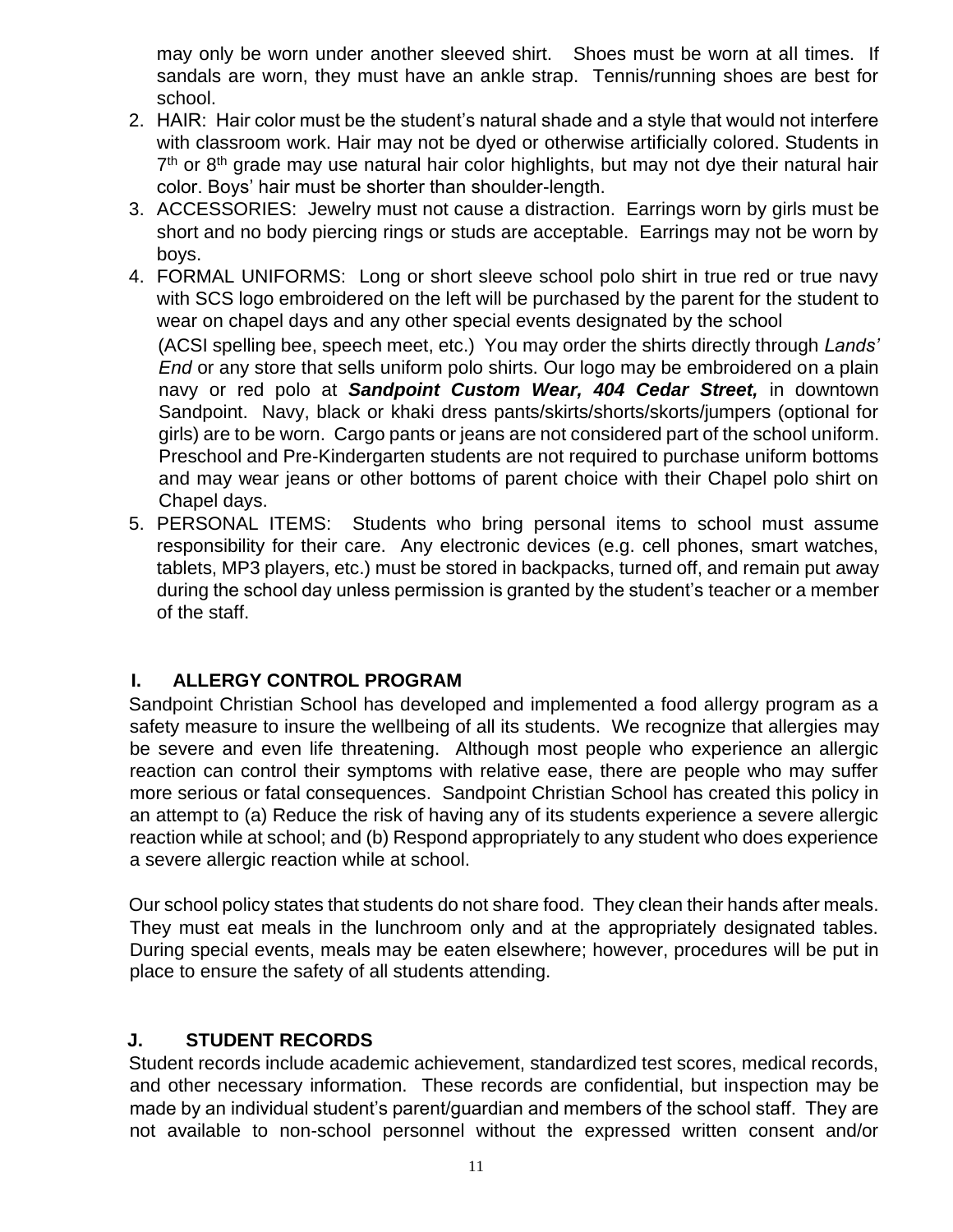may only be worn under another sleeved shirt. Shoes must be worn at all times. If sandals are worn, they must have an ankle strap. Tennis/running shoes are best for school.

2. HAIR: Hair color must be the student's natural shade and a style that would not interfere with classroom work. Hair may not be dyed or otherwise artificially colored. Students in 7th or 8th grade may use natural hair color highlights, but may not dye their natural hair color. Boys' hair must be shorter than shoulder-length.
3. ACCESSORIES: Jewelry must not cause a distraction. Earrings worn by girls must be short and no body piercing rings or studs are acceptable. Earrings may not be worn by boys.
4. FORMAL UNIFORMS: Long or short sleeve school polo shirt in true red or true navy with SCS logo embroidered on the left will be purchased by the parent for the student to wear on chapel days and any other special events designated by the school (ACSI spelling bee, speech meet, etc.) You may order the shirts directly through *Lands' End* or any store that sells uniform polo shirts. Our logo may be embroidered on a plain navy or red polo at ***Sandpoint Custom Wear, 404 Cedar Street,*** in downtown Sandpoint. Navy, black or khaki dress pants/skirts/shorts/skorts/jumpers (optional for girls) are to be worn. Cargo pants or jeans are not considered part of the school uniform. Preschool and Pre-Kindergarten students are not required to purchase uniform bottoms and may wear jeans or other bottoms of parent choice with their Chapel polo shirt on Chapel days.
5. PERSONAL ITEMS: Students who bring personal items to school must assume responsibility for their care. Any electronic devices (e.g. cell phones, smart watches, tablets, MP3 players, etc.) must be stored in backpacks, turned off, and remain put away during the school day unless permission is granted by the student's teacher or a member of the staff.

## I. ALLERGY CONTROL PROGRAM

Sandpoint Christian School has developed and implemented a food allergy program as a safety measure to insure the wellbeing of all its students. We recognize that allergies may be severe and even life threatening. Although most people who experience an allergic reaction can control their symptoms with relative ease, there are people who may suffer more serious or fatal consequences. Sandpoint Christian School has created this policy in an attempt to (a) Reduce the risk of having any of its students experience a severe allergic reaction while at school; and (b) Respond appropriately to any student who does experience a severe allergic reaction while at school.

Our school policy states that students do not share food. They clean their hands after meals. They must eat meals in the lunchroom only and at the appropriately designated tables. During special events, meals may be eaten elsewhere; however, procedures will be put in place to ensure the safety of all students attending.

## J. STUDENT RECORDS

Student records include academic achievement, standardized test scores, medical records, and other necessary information. These records are confidential, but inspection may be made by an individual student's parent/guardian and members of the school staff. They are not available to non-school personnel without the expressed written consent and/or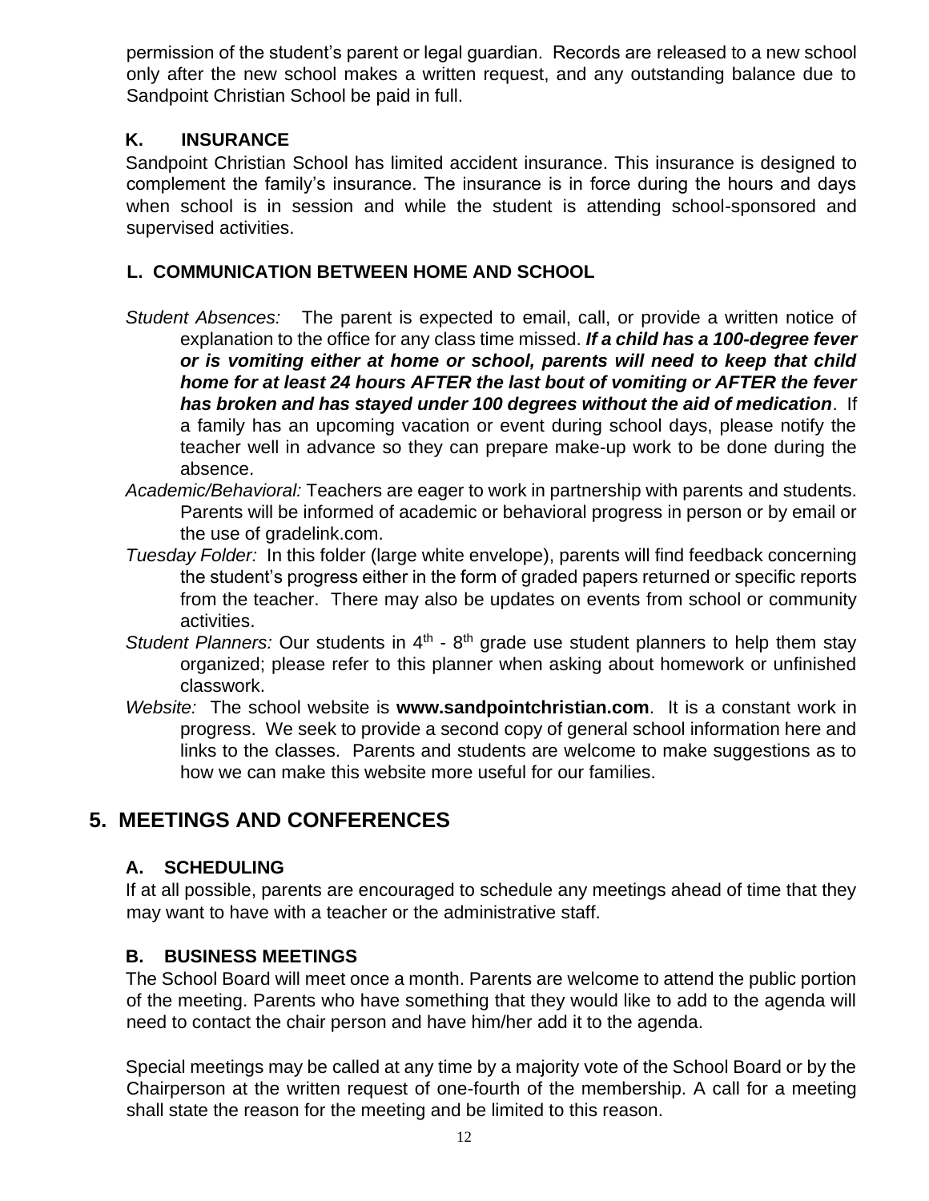permission of the student's parent or legal guardian. Records are released to a new school only after the new school makes a written request, and any outstanding balance due to Sandpoint Christian School be paid in full.

### K. INSURANCE

Sandpoint Christian School has limited accident insurance. This insurance is designed to complement the family's insurance. The insurance is in force during the hours and days when school is in session and while the student is attending school-sponsored and supervised activities.

### L. COMMUNICATION BETWEEN HOME AND SCHOOL

*Student Absences:* The parent is expected to email, call, or provide a written notice of explanation to the office for any class time missed. ***If a child has a 100-degree fever or is vomiting either at home or school, parents will need to keep that child home for at least 24 hours AFTER the last bout of vomiting or AFTER the fever has broken and has stayed under 100 degrees without the aid of medication***. If a family has an upcoming vacation or event during school days, please notify the teacher well in advance so they can prepare make-up work to be done during the absence.

*Academic/Behavioral:* Teachers are eager to work in partnership with parents and students. Parents will be informed of academic or behavioral progress in person or by email or the use of gradelink.com.

*Tuesday Folder:* In this folder (large white envelope), parents will find feedback concerning the student's progress either in the form of graded papers returned or specific reports from the teacher. There may also be updates on events from school or community activities.

*Student Planners:* Our students in 4th - 8th grade use student planners to help them stay organized; please refer to this planner when asking about homework or unfinished classwork.

*Website:* The school website is **www.sandpointchristian.com**. It is a constant work in progress. We seek to provide a second copy of general school information here and links to the classes. Parents and students are welcome to make suggestions as to how we can make this website more useful for our families.

## 5. MEETINGS AND CONFERENCES

### A. SCHEDULING

If at all possible, parents are encouraged to schedule any meetings ahead of time that they may want to have with a teacher or the administrative staff.

### B. BUSINESS MEETINGS

The School Board will meet once a month. Parents are welcome to attend the public portion of the meeting. Parents who have something that they would like to add to the agenda will need to contact the chair person and have him/her add it to the agenda.

Special meetings may be called at any time by a majority vote of the School Board or by the Chairperson at the written request of one-fourth of the membership. A call for a meeting shall state the reason for the meeting and be limited to this reason.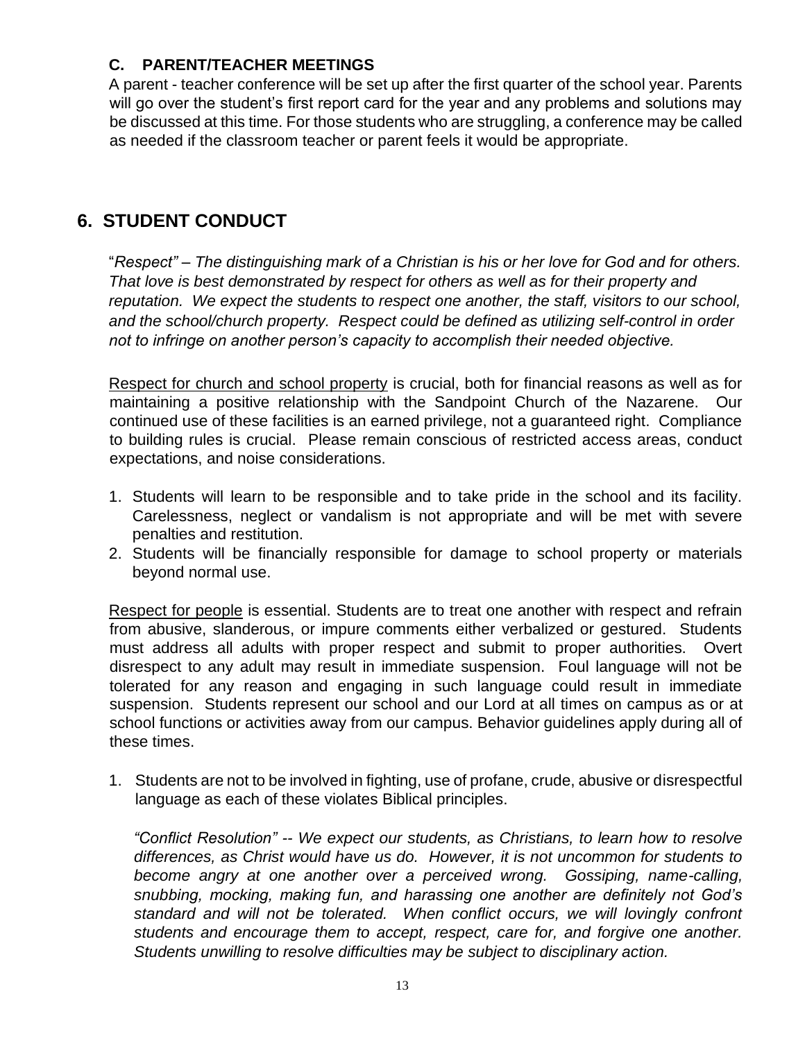### C. PARENT/TEACHER MEETINGS

A parent - teacher conference will be set up after the first quarter of the school year. Parents will go over the student's first report card for the year and any problems and solutions may be discussed at this time. For those students who are struggling, a conference may be called as needed if the classroom teacher or parent feels it would be appropriate.

## 6. STUDENT CONDUCT

"*Respect" – The distinguishing mark of a Christian is his or her love for God and for others. That love is best demonstrated by respect for others as well as for their property and reputation. We expect the students to respect one another, the staff, visitors to our school, and the school/church property. Respect could be defined as utilizing self-control in order not to infringe on another person's capacity to accomplish their needed objective.*

<u>Respect for church and school property</u> is crucial, both for financial reasons as well as for maintaining a positive relationship with the Sandpoint Church of the Nazarene. Our continued use of these facilities is an earned privilege, not a guaranteed right. Compliance to building rules is crucial. Please remain conscious of restricted access areas, conduct expectations, and noise considerations.

1. Students will learn to be responsible and to take pride in the school and its facility. Carelessness, neglect or vandalism is not appropriate and will be met with severe penalties and restitution.
2. Students will be financially responsible for damage to school property or materials beyond normal use.

<u>Respect for people</u> is essential. Students are to treat one another with respect and refrain from abusive, slanderous, or impure comments either verbalized or gestured. Students must address all adults with proper respect and submit to proper authorities. Overt disrespect to any adult may result in immediate suspension. Foul language will not be tolerated for any reason and engaging in such language could result in immediate suspension. Students represent our school and our Lord at all times on campus as or at school functions or activities away from our campus. Behavior guidelines apply during all of these times.

1. Students are not to be involved in fighting, use of profane, crude, abusive or disrespectful language as each of these violates Biblical principles.

   *"Conflict Resolution" -- We expect our students, as Christians, to learn how to resolve differences, as Christ would have us do. However, it is not uncommon for students to become angry at one another over a perceived wrong. Gossiping, name-calling, snubbing, mocking, making fun, and harassing one another are definitely not God's standard and will not be tolerated. When conflict occurs, we will lovingly confront students and encourage them to accept, respect, care for, and forgive one another. Students unwilling to resolve difficulties may be subject to disciplinary action.*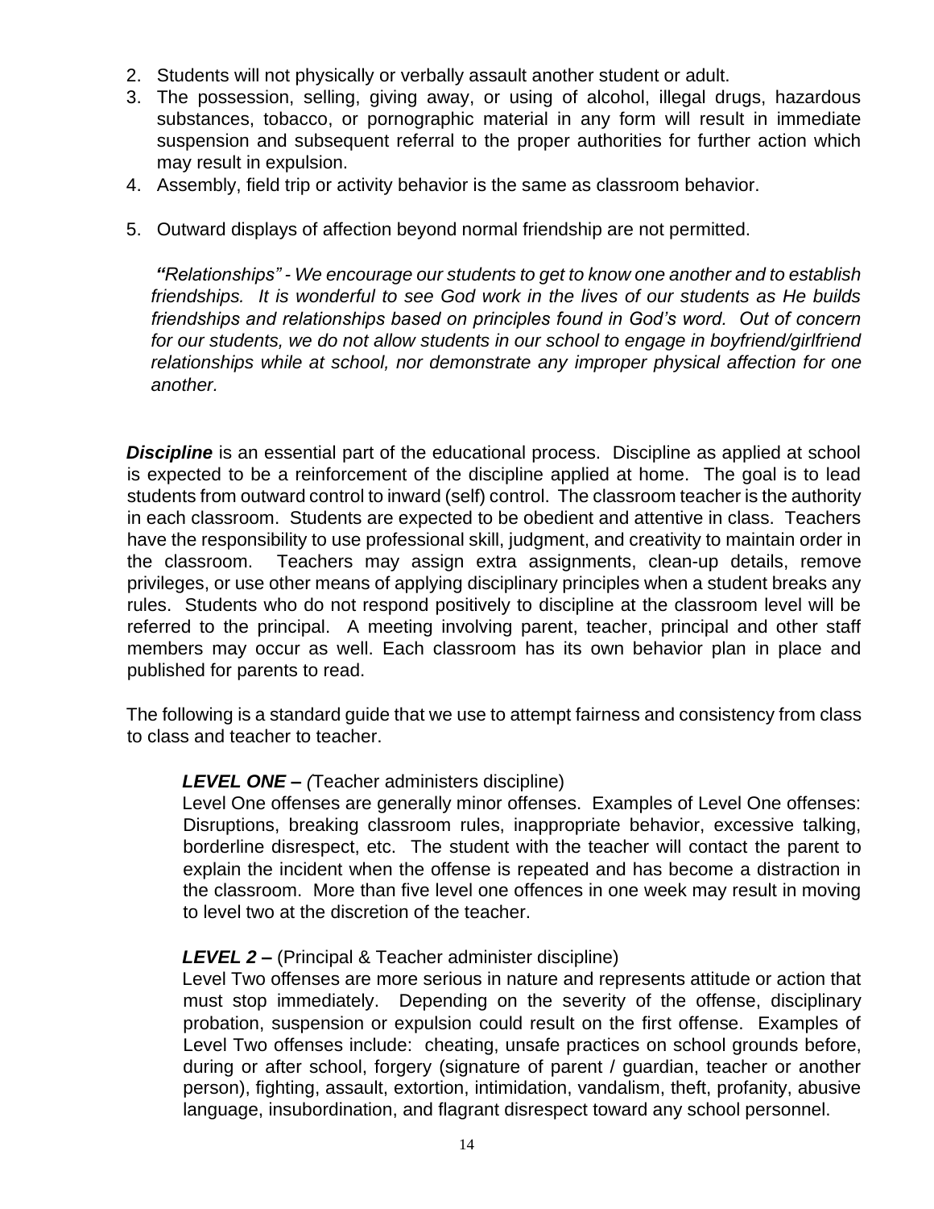2. Students will not physically or verbally assault another student or adult.
3. The possession, selling, giving away, or using of alcohol, illegal drugs, hazardous substances, tobacco, or pornographic material in any form will result in immediate suspension and subsequent referral to the proper authorities for further action which may result in expulsion.
4. Assembly, field trip or activity behavior is the same as classroom behavior.
5. Outward displays of affection beyond normal friendship are not permitted.

*"Relationships" - We encourage our students to get to know one another and to establish friendships. It is wonderful to see God work in the lives of our students as He builds friendships and relationships based on principles found in God's word. Out of concern for our students, we do not allow students in our school to engage in boyfriend/girlfriend relationships while at school, nor demonstrate any improper physical affection for one another.*

***Discipline*** is an essential part of the educational process. Discipline as applied at school is expected to be a reinforcement of the discipline applied at home. The goal is to lead students from outward control to inward (self) control. The classroom teacher is the authority in each classroom. Students are expected to be obedient and attentive in class. Teachers have the responsibility to use professional skill, judgment, and creativity to maintain order in the classroom. Teachers may assign extra assignments, clean-up details, remove privileges, or use other means of applying disciplinary principles when a student breaks any rules. Students who do not respond positively to discipline at the classroom level will be referred to the principal. A meeting involving parent, teacher, principal and other staff members may occur as well. Each classroom has its own behavior plan in place and published for parents to read.

The following is a standard guide that we use to attempt fairness and consistency from class to class and teacher to teacher.

***LEVEL ONE – (***Teacher administers discipline)
Level One offenses are generally minor offenses. Examples of Level One offenses: Disruptions, breaking classroom rules, inappropriate behavior, excessive talking, borderline disrespect, etc. The student with the teacher will contact the parent to explain the incident when the offense is repeated and has become a distraction in the classroom. More than five level one offences in one week may result in moving to level two at the discretion of the teacher.

***LEVEL 2 –*** (Principal & Teacher administer discipline)
Level Two offenses are more serious in nature and represents attitude or action that must stop immediately. Depending on the severity of the offense, disciplinary probation, suspension or expulsion could result on the first offense. Examples of Level Two offenses include: cheating, unsafe practices on school grounds before, during or after school, forgery (signature of parent / guardian, teacher or another person), fighting, assault, extortion, intimidation, vandalism, theft, profanity, abusive language, insubordination, and flagrant disrespect toward any school personnel.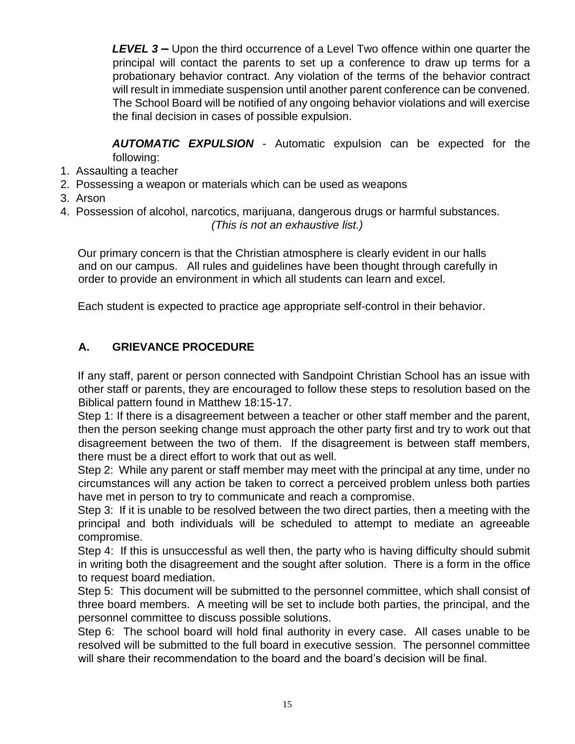***LEVEL 3 –*** Upon the third occurrence of a Level Two offence within one quarter the principal will contact the parents to set up a conference to draw up terms for a probationary behavior contract. Any violation of the terms of the behavior contract will result in immediate suspension until another parent conference can be convened. The School Board will be notified of any ongoing behavior violations and will exercise the final decision in cases of possible expulsion.

***AUTOMATIC EXPULSION*** - Automatic expulsion can be expected for the following:

1. Assaulting a teacher
2. Possessing a weapon or materials which can be used as weapons
3. Arson
4. Possession of alcohol, narcotics, marijuana, dangerous drugs or harmful substances.

*(This is not an exhaustive list.)*

Our primary concern is that the Christian atmosphere is clearly evident in our halls and on our campus. All rules and guidelines have been thought through carefully in order to provide an environment in which all students can learn and excel.

Each student is expected to practice age appropriate self-control in their behavior.

## A. GRIEVANCE PROCEDURE

If any staff, parent or person connected with Sandpoint Christian School has an issue with other staff or parents, they are encouraged to follow these steps to resolution based on the Biblical pattern found in Matthew 18:15-17.

Step 1: If there is a disagreement between a teacher or other staff member and the parent, then the person seeking change must approach the other party first and try to work out that disagreement between the two of them. If the disagreement is between staff members, there must be a direct effort to work that out as well.

Step 2: While any parent or staff member may meet with the principal at any time, under no circumstances will any action be taken to correct a perceived problem unless both parties have met in person to try to communicate and reach a compromise.

Step 3: If it is unable to be resolved between the two direct parties, then a meeting with the principal and both individuals will be scheduled to attempt to mediate an agreeable compromise.

Step 4: If this is unsuccessful as well then, the party who is having difficulty should submit in writing both the disagreement and the sought after solution. There is a form in the office to request board mediation.

Step 5: This document will be submitted to the personnel committee, which shall consist of three board members. A meeting will be set to include both parties, the principal, and the personnel committee to discuss possible solutions.

Step 6: The school board will hold final authority in every case. All cases unable to be resolved will be submitted to the full board in executive session. The personnel committee will share their recommendation to the board and the board's decision will be final.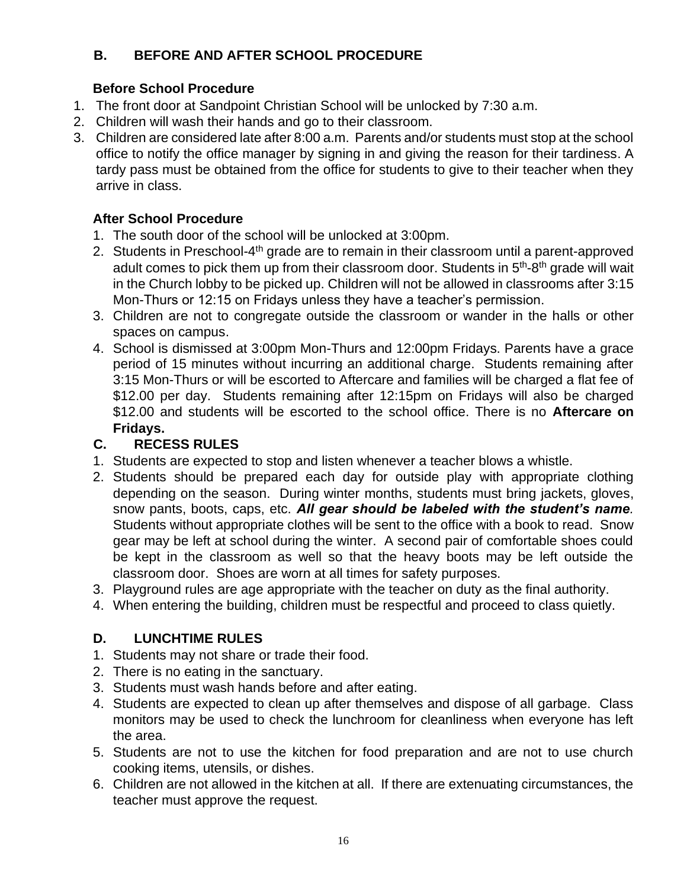## B. BEFORE AND AFTER SCHOOL PROCEDURE

### Before School Procedure

1. The front door at Sandpoint Christian School will be unlocked by 7:30 a.m.
2. Children will wash their hands and go to their classroom.
3. Children are considered late after 8:00 a.m. Parents and/or students must stop at the school office to notify the office manager by signing in and giving the reason for their tardiness. A tardy pass must be obtained from the office for students to give to their teacher when they arrive in class.

### After School Procedure

1. The south door of the school will be unlocked at 3:00pm.
2. Students in Preschool-4th grade are to remain in their classroom until a parent-approved adult comes to pick them up from their classroom door. Students in 5th-8th grade will wait in the Church lobby to be picked up. Children will not be allowed in classrooms after 3:15 Mon-Thurs or 12:15 on Fridays unless they have a teacher's permission.
3. Children are not to congregate outside the classroom or wander in the halls or other spaces on campus.
4. School is dismissed at 3:00pm Mon-Thurs and 12:00pm Fridays. Parents have a grace period of 15 minutes without incurring an additional charge. Students remaining after 3:15 Mon-Thurs or will be escorted to Aftercare and families will be charged a flat fee of $12.00 per day. Students remaining after 12:15pm on Fridays will also be charged $12.00 and students will be escorted to the school office. There is no **Aftercare on Fridays.**

## C. RECESS RULES

1. Students are expected to stop and listen whenever a teacher blows a whistle.
2. Students should be prepared each day for outside play with appropriate clothing depending on the season. During winter months, students must bring jackets, gloves, snow pants, boots, caps, etc. ***All gear should be labeled with the student's name.*** Students without appropriate clothes will be sent to the office with a book to read. Snow gear may be left at school during the winter. A second pair of comfortable shoes could be kept in the classroom as well so that the heavy boots may be left outside the classroom door. Shoes are worn at all times for safety purposes.
3. Playground rules are age appropriate with the teacher on duty as the final authority.
4. When entering the building, children must be respectful and proceed to class quietly.

## D. LUNCHTIME RULES

1. Students may not share or trade their food.
2. There is no eating in the sanctuary.
3. Students must wash hands before and after eating.
4. Students are expected to clean up after themselves and dispose of all garbage. Class monitors may be used to check the lunchroom for cleanliness when everyone has left the area.
5. Students are not to use the kitchen for food preparation and are not to use church cooking items, utensils, or dishes.
6. Children are not allowed in the kitchen at all. If there are extenuating circumstances, the teacher must approve the request.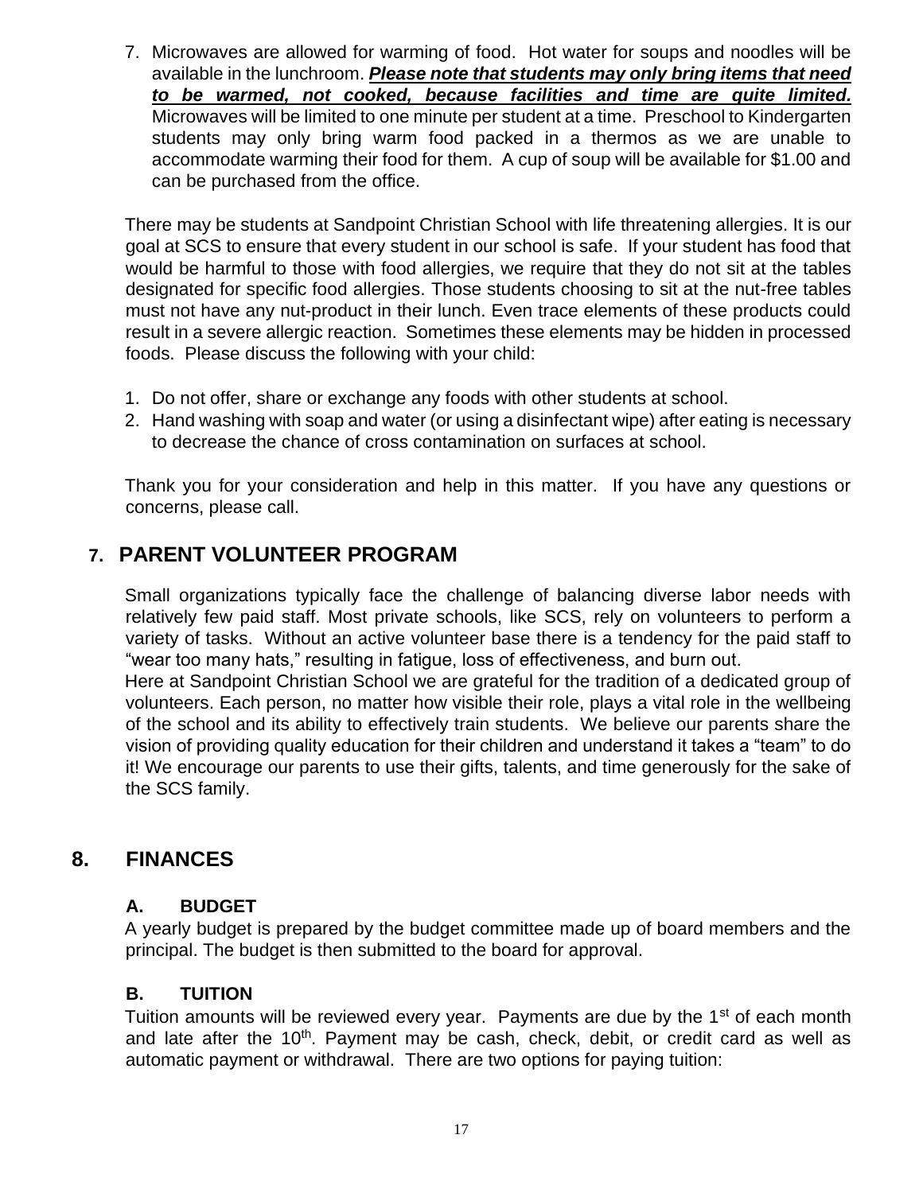7. Microwaves are allowed for warming of food. Hot water for soups and noodles will be available in the lunchroom. ***Please note that students may only bring items that need to be warmed, not cooked, because facilities and time are quite limited.*** Microwaves will be limited to one minute per student at a time. Preschool to Kindergarten students may only bring warm food packed in a thermos as we are unable to accommodate warming their food for them. A cup of soup will be available for $1.00 and can be purchased from the office.

There may be students at Sandpoint Christian School with life threatening allergies. It is our goal at SCS to ensure that every student in our school is safe. If your student has food that would be harmful to those with food allergies, we require that they do not sit at the tables designated for specific food allergies. Those students choosing to sit at the nut-free tables must not have any nut-product in their lunch. Even trace elements of these products could result in a severe allergic reaction. Sometimes these elements may be hidden in processed foods. Please discuss the following with your child:

1. Do not offer, share or exchange any foods with other students at school.
2. Hand washing with soap and water (or using a disinfectant wipe) after eating is necessary to decrease the chance of cross contamination on surfaces at school.

Thank you for your consideration and help in this matter. If you have any questions or concerns, please call.

## 7. PARENT VOLUNTEER PROGRAM

Small organizations typically face the challenge of balancing diverse labor needs with relatively few paid staff. Most private schools, like SCS, rely on volunteers to perform a variety of tasks. Without an active volunteer base there is a tendency for the paid staff to "wear too many hats," resulting in fatigue, loss of effectiveness, and burn out.

Here at Sandpoint Christian School we are grateful for the tradition of a dedicated group of volunteers. Each person, no matter how visible their role, plays a vital role in the wellbeing of the school and its ability to effectively train students. We believe our parents share the vision of providing quality education for their children and understand it takes a "team" to do it! We encourage our parents to use their gifts, talents, and time generously for the sake of the SCS family.

## 8. FINANCES

### A. BUDGET

A yearly budget is prepared by the budget committee made up of board members and the principal. The budget is then submitted to the board for approval.

### B. TUITION

Tuition amounts will be reviewed every year. Payments are due by the 1st of each month and late after the 10th. Payment may be cash, check, debit, or credit card as well as automatic payment or withdrawal. There are two options for paying tuition: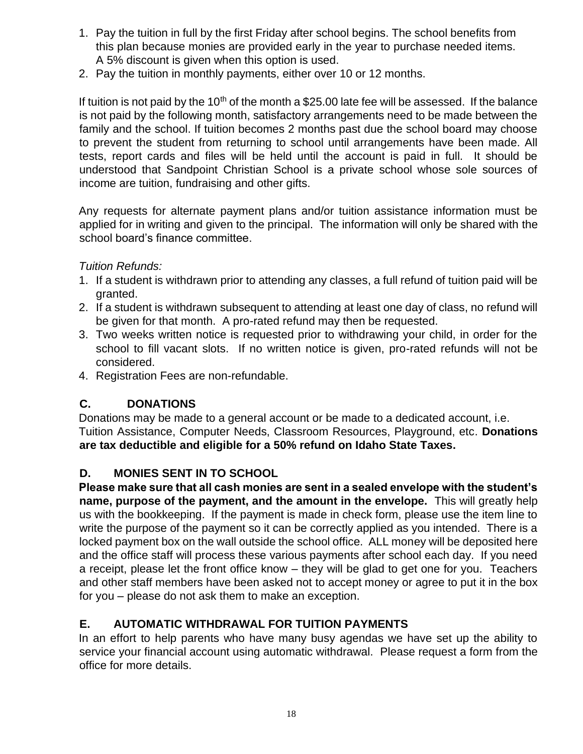1. Pay the tuition in full by the first Friday after school begins. The school benefits from this plan because monies are provided early in the year to purchase needed items. A 5% discount is given when this option is used.
2. Pay the tuition in monthly payments, either over 10 or 12 months.

If tuition is not paid by the 10th of the month a $25.00 late fee will be assessed. If the balance is not paid by the following month, satisfactory arrangements need to be made between the family and the school. If tuition becomes 2 months past due the school board may choose to prevent the student from returning to school until arrangements have been made. All tests, report cards and files will be held until the account is paid in full. It should be understood that Sandpoint Christian School is a private school whose sole sources of income are tuition, fundraising and other gifts.

Any requests for alternate payment plans and/or tuition assistance information must be applied for in writing and given to the principal. The information will only be shared with the school board's finance committee.

*Tuition Refunds:*

1. If a student is withdrawn prior to attending any classes, a full refund of tuition paid will be granted.
2. If a student is withdrawn subsequent to attending at least one day of class, no refund will be given for that month. A pro-rated refund may then be requested.
3. Two weeks written notice is requested prior to withdrawing your child, in order for the school to fill vacant slots. If no written notice is given, pro-rated refunds will not be considered.
4. Registration Fees are non-refundable.

## C. DONATIONS

Donations may be made to a general account or be made to a dedicated account, i.e. Tuition Assistance, Computer Needs, Classroom Resources, Playground, etc. **Donations are tax deductible and eligible for a 50% refund on Idaho State Taxes.**

## D. MONIES SENT IN TO SCHOOL

**Please make sure that all cash monies are sent in a sealed envelope with the student's name, purpose of the payment, and the amount in the envelope.** This will greatly help us with the bookkeeping. If the payment is made in check form, please use the item line to write the purpose of the payment so it can be correctly applied as you intended. There is a locked payment box on the wall outside the school office. ALL money will be deposited here and the office staff will process these various payments after school each day. If you need a receipt, please let the front office know – they will be glad to get one for you. Teachers and other staff members have been asked not to accept money or agree to put it in the box for you – please do not ask them to make an exception.

## E. AUTOMATIC WITHDRAWAL FOR TUITION PAYMENTS

In an effort to help parents who have many busy agendas we have set up the ability to service your financial account using automatic withdrawal. Please request a form from the office for more details.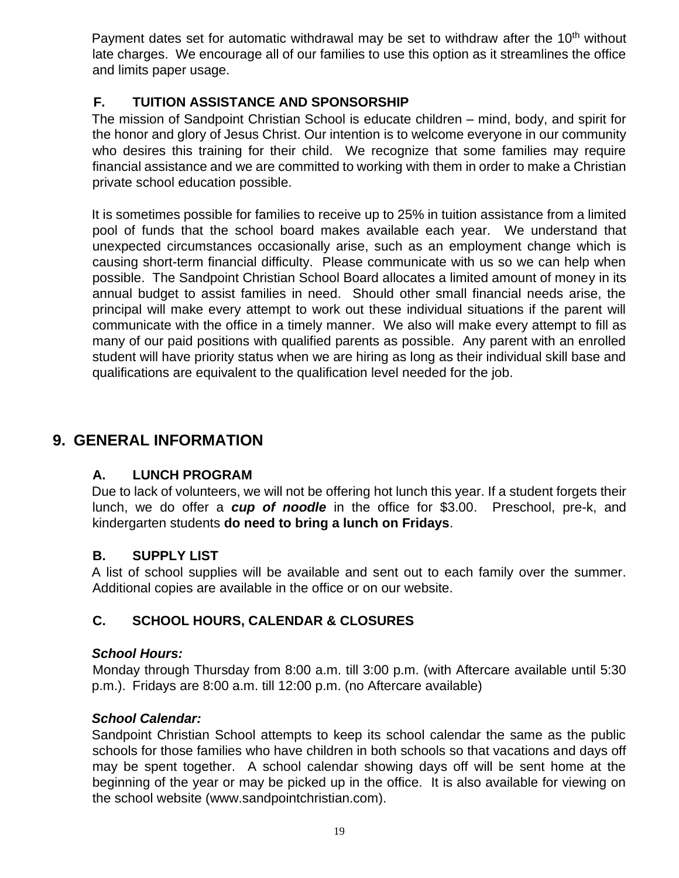Payment dates set for automatic withdrawal may be set to withdraw after the 10th without late charges. We encourage all of our families to use this option as it streamlines the office and limits paper usage.

### F. TUITION ASSISTANCE AND SPONSORSHIP

The mission of Sandpoint Christian School is educate children – mind, body, and spirit for the honor and glory of Jesus Christ. Our intention is to welcome everyone in our community who desires this training for their child. We recognize that some families may require financial assistance and we are committed to working with them in order to make a Christian private school education possible.

It is sometimes possible for families to receive up to 25% in tuition assistance from a limited pool of funds that the school board makes available each year. We understand that unexpected circumstances occasionally arise, such as an employment change which is causing short-term financial difficulty. Please communicate with us so we can help when possible. The Sandpoint Christian School Board allocates a limited amount of money in its annual budget to assist families in need. Should other small financial needs arise, the principal will make every attempt to work out these individual situations if the parent will communicate with the office in a timely manner. We also will make every attempt to fill as many of our paid positions with qualified parents as possible. Any parent with an enrolled student will have priority status when we are hiring as long as their individual skill base and qualifications are equivalent to the qualification level needed for the job.

## 9. GENERAL INFORMATION

### A. LUNCH PROGRAM

Due to lack of volunteers, we will not be offering hot lunch this year. If a student forgets their lunch, we do offer a ***cup of noodle*** in the office for $3.00. Preschool, pre-k, and kindergarten students **do need to bring a lunch on Fridays**.

### B. SUPPLY LIST

A list of school supplies will be available and sent out to each family over the summer. Additional copies are available in the office or on our website.

### C. SCHOOL HOURS, CALENDAR & CLOSURES

***School Hours:***

Monday through Thursday from 8:00 a.m. till 3:00 p.m. (with Aftercare available until 5:30 p.m.). Fridays are 8:00 a.m. till 12:00 p.m. (no Aftercare available)

***School Calendar:***

Sandpoint Christian School attempts to keep its school calendar the same as the public schools for those families who have children in both schools so that vacations and days off may be spent together. A school calendar showing days off will be sent home at the beginning of the year or may be picked up in the office. It is also available for viewing on the school website (www.sandpointchristian.com).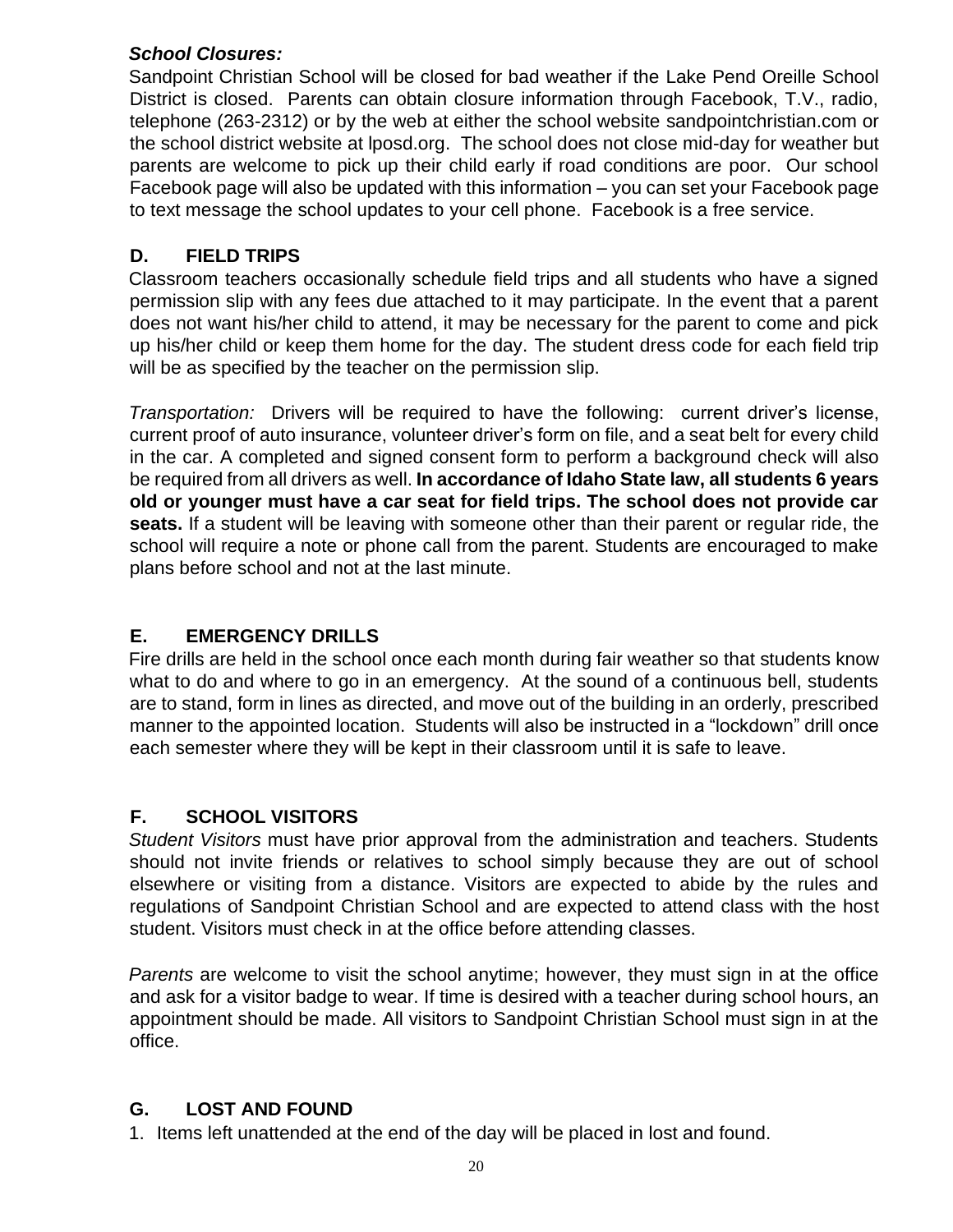***School Closures:***

Sandpoint Christian School will be closed for bad weather if the Lake Pend Oreille School District is closed. Parents can obtain closure information through Facebook, T.V., radio, telephone (263-2312) or by the web at either the school website sandpointchristian.com or the school district website at lposd.org. The school does not close mid-day for weather but parents are welcome to pick up their child early if road conditions are poor. Our school Facebook page will also be updated with this information – you can set your Facebook page to text message the school updates to your cell phone. Facebook is a free service.

## D. FIELD TRIPS

Classroom teachers occasionally schedule field trips and all students who have a signed permission slip with any fees due attached to it may participate. In the event that a parent does not want his/her child to attend, it may be necessary for the parent to come and pick up his/her child or keep them home for the day. The student dress code for each field trip will be as specified by the teacher on the permission slip.

*Transportation:* Drivers will be required to have the following: current driver's license, current proof of auto insurance, volunteer driver's form on file, and a seat belt for every child in the car. A completed and signed consent form to perform a background check will also be required from all drivers as well. **In accordance of Idaho State law, all students 6 years old or younger must have a car seat for field trips. The school does not provide car seats.** If a student will be leaving with someone other than their parent or regular ride, the school will require a note or phone call from the parent. Students are encouraged to make plans before school and not at the last minute.

## E. EMERGENCY DRILLS

Fire drills are held in the school once each month during fair weather so that students know what to do and where to go in an emergency. At the sound of a continuous bell, students are to stand, form in lines as directed, and move out of the building in an orderly, prescribed manner to the appointed location. Students will also be instructed in a "lockdown" drill once each semester where they will be kept in their classroom until it is safe to leave.

## F. SCHOOL VISITORS

*Student Visitors* must have prior approval from the administration and teachers. Students should not invite friends or relatives to school simply because they are out of school elsewhere or visiting from a distance. Visitors are expected to abide by the rules and regulations of Sandpoint Christian School and are expected to attend class with the host student. Visitors must check in at the office before attending classes.

*Parents* are welcome to visit the school anytime; however, they must sign in at the office and ask for a visitor badge to wear. If time is desired with a teacher during school hours, an appointment should be made. All visitors to Sandpoint Christian School must sign in at the office.

## G. LOST AND FOUND

1. Items left unattended at the end of the day will be placed in lost and found.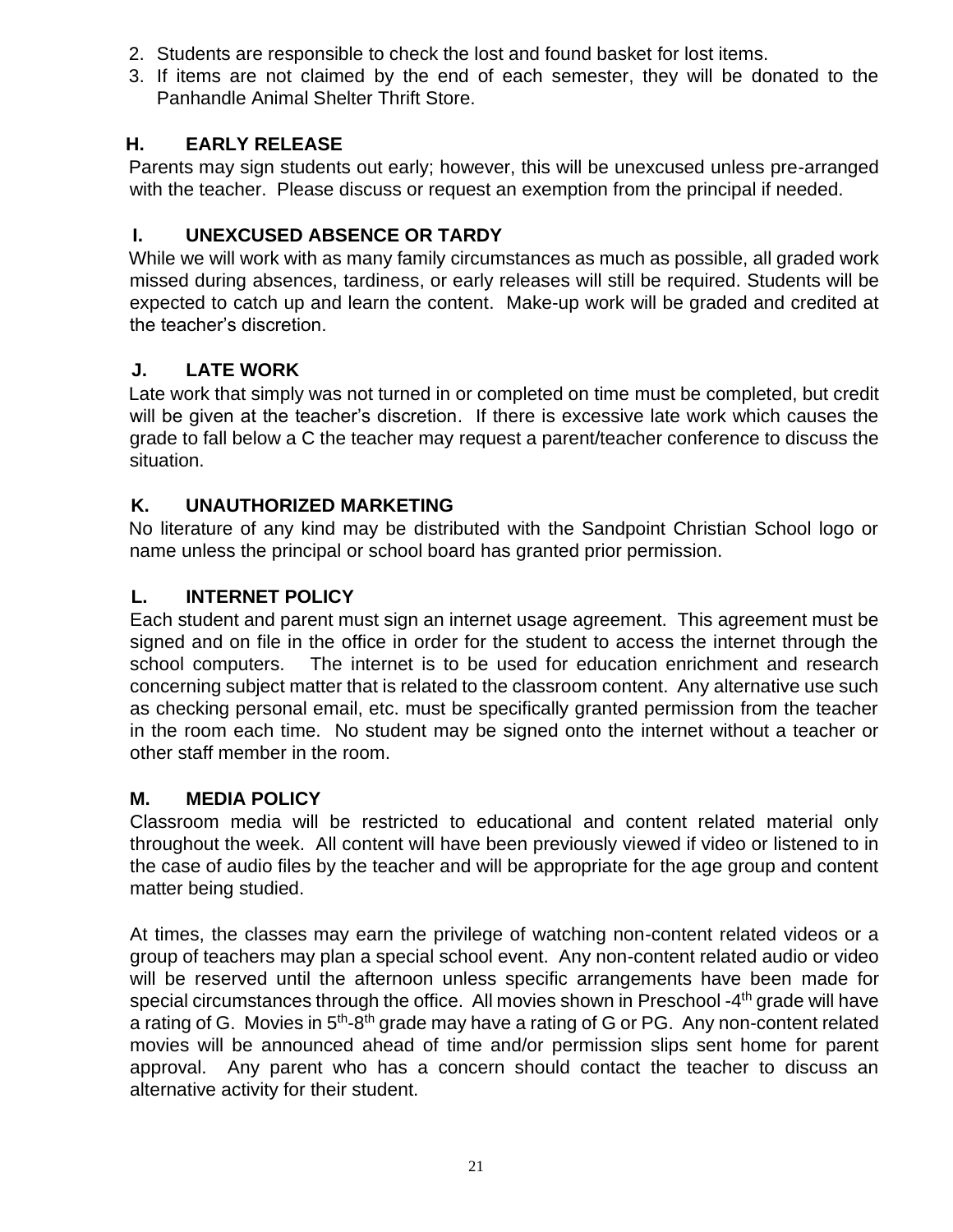2. Students are responsible to check the lost and found basket for lost items.
3. If items are not claimed by the end of each semester, they will be donated to the Panhandle Animal Shelter Thrift Store.

### H. EARLY RELEASE

Parents may sign students out early; however, this will be unexcused unless pre-arranged with the teacher. Please discuss or request an exemption from the principal if needed.

### I. UNEXCUSED ABSENCE OR TARDY

While we will work with as many family circumstances as much as possible, all graded work missed during absences, tardiness, or early releases will still be required. Students will be expected to catch up and learn the content. Make-up work will be graded and credited at the teacher's discretion.

### J. LATE WORK

Late work that simply was not turned in or completed on time must be completed, but credit will be given at the teacher's discretion. If there is excessive late work which causes the grade to fall below a C the teacher may request a parent/teacher conference to discuss the situation.

### K. UNAUTHORIZED MARKETING

No literature of any kind may be distributed with the Sandpoint Christian School logo or name unless the principal or school board has granted prior permission.

### L. INTERNET POLICY

Each student and parent must sign an internet usage agreement. This agreement must be signed and on file in the office in order for the student to access the internet through the school computers. The internet is to be used for education enrichment and research concerning subject matter that is related to the classroom content. Any alternative use such as checking personal email, etc. must be specifically granted permission from the teacher in the room each time. No student may be signed onto the internet without a teacher or other staff member in the room.

### M. MEDIA POLICY

Classroom media will be restricted to educational and content related material only throughout the week. All content will have been previously viewed if video or listened to in the case of audio files by the teacher and will be appropriate for the age group and content matter being studied.

At times, the classes may earn the privilege of watching non-content related videos or a group of teachers may plan a special school event. Any non-content related audio or video will be reserved until the afternoon unless specific arrangements have been made for special circumstances through the office. All movies shown in Preschool -4th grade will have a rating of G. Movies in 5th-8th grade may have a rating of G or PG. Any non-content related movies will be announced ahead of time and/or permission slips sent home for parent approval. Any parent who has a concern should contact the teacher to discuss an alternative activity for their student.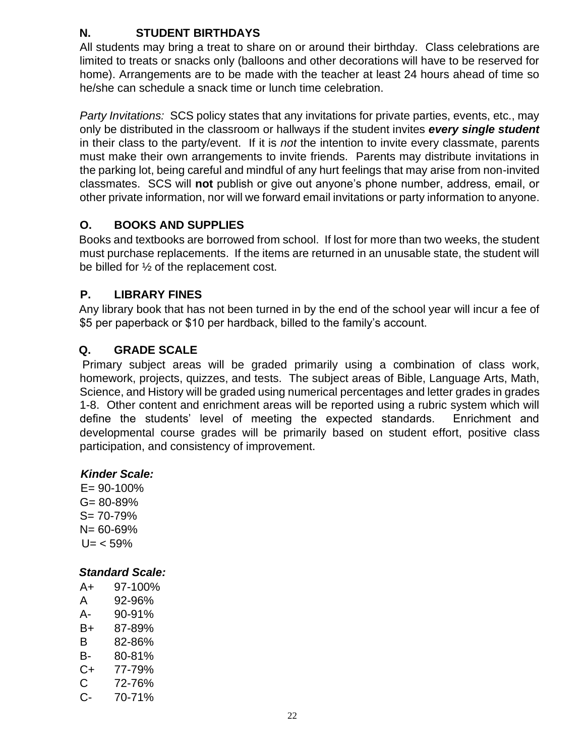## N. STUDENT BIRTHDAYS

All students may bring a treat to share on or around their birthday. Class celebrations are limited to treats or snacks only (balloons and other decorations will have to be reserved for home). Arrangements are to be made with the teacher at least 24 hours ahead of time so he/she can schedule a snack time or lunch time celebration.

*Party Invitations:* SCS policy states that any invitations for private parties, events, etc., may only be distributed in the classroom or hallways if the student invites ***every single student*** in their class to the party/event. If it is *not* the intention to invite every classmate, parents must make their own arrangements to invite friends. Parents may distribute invitations in the parking lot, being careful and mindful of any hurt feelings that may arise from non-invited classmates. SCS will **not** publish or give out anyone's phone number, address, email, or other private information, nor will we forward email invitations or party information to anyone.

## O. BOOKS AND SUPPLIES

Books and textbooks are borrowed from school. If lost for more than two weeks, the student must purchase replacements. If the items are returned in an unusable state, the student will be billed for ½ of the replacement cost.

## P. LIBRARY FINES

Any library book that has not been turned in by the end of the school year will incur a fee of $5 per paperback or $10 per hardback, billed to the family's account.

## Q. GRADE SCALE

Primary subject areas will be graded primarily using a combination of class work, homework, projects, quizzes, and tests. The subject areas of Bible, Language Arts, Math, Science, and History will be graded using numerical percentages and letter grades in grades 1-8. Other content and enrichment areas will be reported using a rubric system which will define the students' level of meeting the expected standards. Enrichment and developmental course grades will be primarily based on student effort, positive class participation, and consistency of improvement.

***Kinder Scale:***

E= 90-100%
G= 80-89%
S= 70-79%
N= 60-69%
U= < 59%

***Standard Scale:***

| | |
|---|---|
| A+ | 97-100% |
| A | 92-96% |
| A- | 90-91% |
| B+ | 87-89% |
| B | 82-86% |
| B- | 80-81% |
| C+ | 77-79% |
| C | 72-76% |
| C- | 70-71% |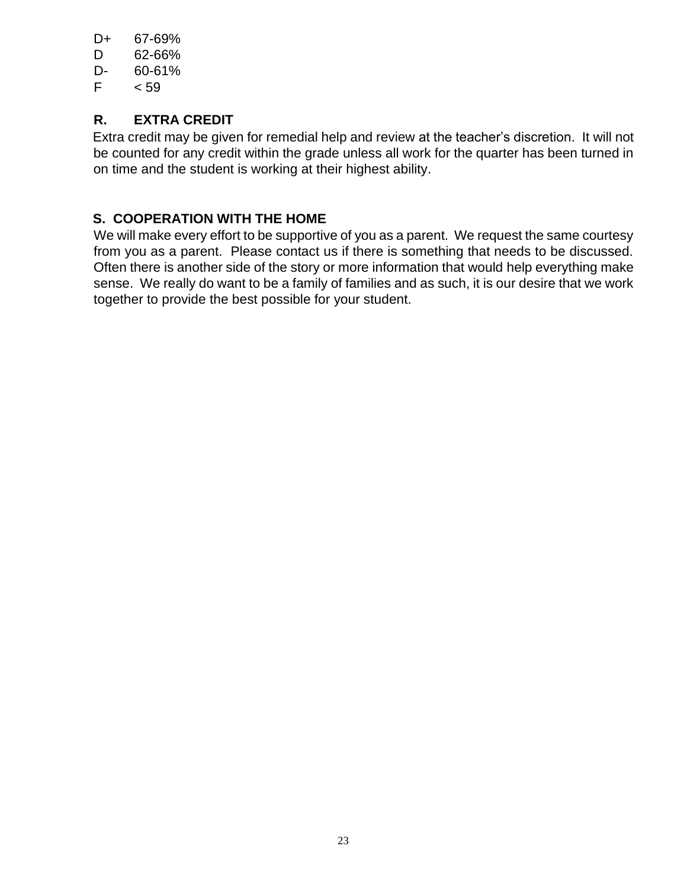| | |
|---|---|
| D+ | 67-69% |
| D | 62-66% |
| D- | 60-61% |
| F | < 59 |

## R. EXTRA CREDIT

Extra credit may be given for remedial help and review at the teacher's discretion. It will not be counted for any credit within the grade unless all work for the quarter has been turned in on time and the student is working at their highest ability.

## S. COOPERATION WITH THE HOME

We will make every effort to be supportive of you as a parent. We request the same courtesy from you as a parent. Please contact us if there is something that needs to be discussed. Often there is another side of the story or more information that would help everything make sense. We really do want to be a family of families and as such, it is our desire that we work together to provide the best possible for your student.